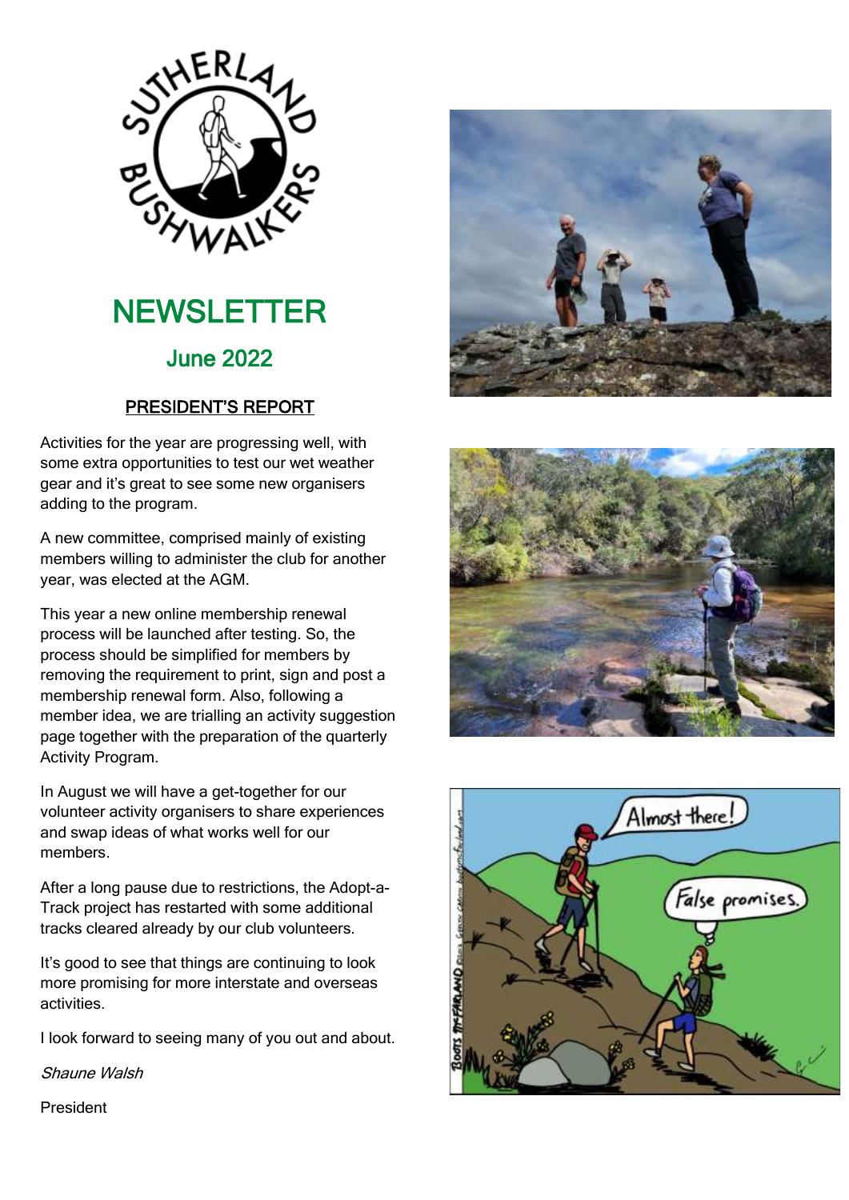# NEWSLETTER

## June 2022

### PRESIDENT'S REPORT

Activities for the year are progressing well, with some extra opportunities to test our wet weather gear and it's great to see some new organisers adding to the program.

A new committee, comprised mainly of existing members willing to administer the club for another year, was elected at the AGM.

This year a new online membership renewal process will be launched after testing. So, the process should be simplified for members by removing the requirement to print, sign and post a membership renewal form. Also, following a member idea, we are trialling an activity suggestion page together with the preparation of the quarterly Activity Program.

In August we will have a get-together for our volunteer activity organisers to share experiences and swap ideas of what works well for our members.

After a long pause due to restrictions, the Adopt-a-Track project has restarted with some additional tracks cleared already by our club volunteers.

It's good to see that things are continuing to look more promising for more interstate and overseas activities.

I look forward to seeing many of you out and about.

*Shaune Walsh*

President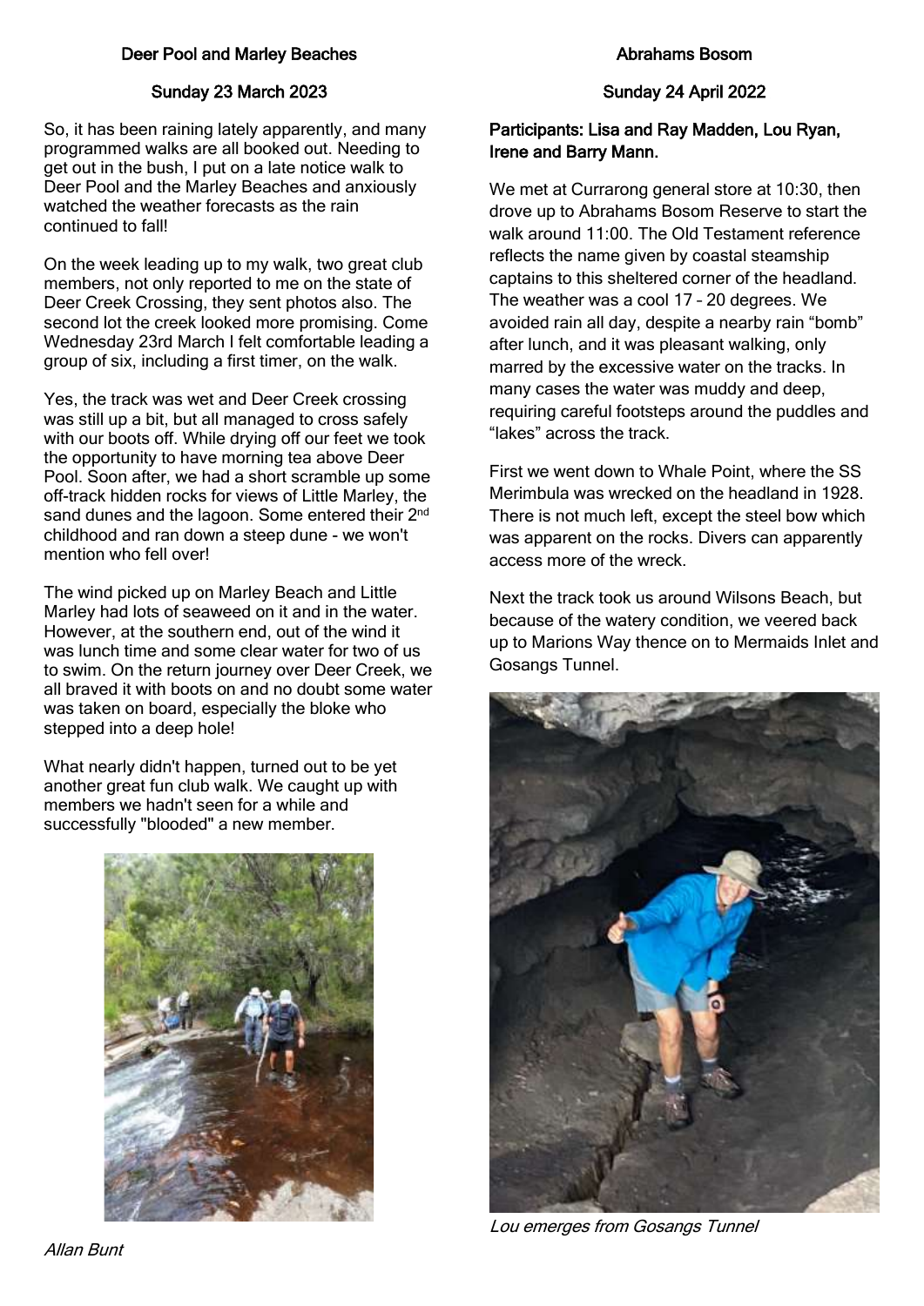## Deer Pool and Marley Beaches

### Sunday 23 March 2023

So, it has been raining lately apparently, and many programmed walks are all booked out. Needing to get out in the bush, I put on a late notice walk to Deer Pool and the Marley Beaches and anxiously watched the weather forecasts as the rain continued to fall!

On the week leading up to my walk, two great club members, not only reported to me on the state of Deer Creek Crossing, they sent photos also. The second lot the creek looked more promising. Come Wednesday 23rd March I felt comfortable leading a group of six, including a first timer, on the walk.

Yes, the track was wet and Deer Creek crossing was still up a bit, but all managed to cross safely with our boots off. While drying off our feet we took the opportunity to have morning tea above Deer Pool. Soon after, we had a short scramble up some off-track hidden rocks for views of Little Marley, the sand dunes and the lagoon. Some entered their 2nd childhood and ran down a steep dune - we won't mention who fell over!

The wind picked up on Marley Beach and Little Marley had lots of seaweed on it and in the water. However, at the southern end, out of the wind it was lunch time and some clear water for two of us to swim. On the return journey over Deer Creek, we all braved it with boots on and no doubt some water was taken on board, especially the bloke who stepped into a deep hole!

What nearly didn't happen, turned out to be yet another great fun club walk. We caught up with members we hadn't seen for a while and successfully "blooded" a new member.

*Allan Bunt*

## Abrahams Bosom

### Sunday 24 April 2022

**Participants: Lisa and Ray Madden, Lou Ryan, Irene and Barry Mann.**

We met at Currarong general store at 10:30, then drove up to Abrahams Bosom Reserve to start the walk around 11:00. The Old Testament reference reflects the name given by coastal steamship captains to this sheltered corner of the headland. The weather was a cool 17 – 20 degrees. We avoided rain all day, despite a nearby rain "bomb" after lunch, and it was pleasant walking, only marred by the excessive water on the tracks. In many cases the water was muddy and deep, requiring careful footsteps around the puddles and "lakes" across the track.

First we went down to Whale Point, where the SS Merimbula was wrecked on the headland in 1928. There is not much left, except the steel bow which was apparent on the rocks. Divers can apparently access more of the wreck.

Next the track took us around Wilsons Beach, but because of the watery condition, we veered back up to Marions Way thence on to Mermaids Inlet and Gosangs Tunnel.

*Lou emerges from Gosangs Tunnel*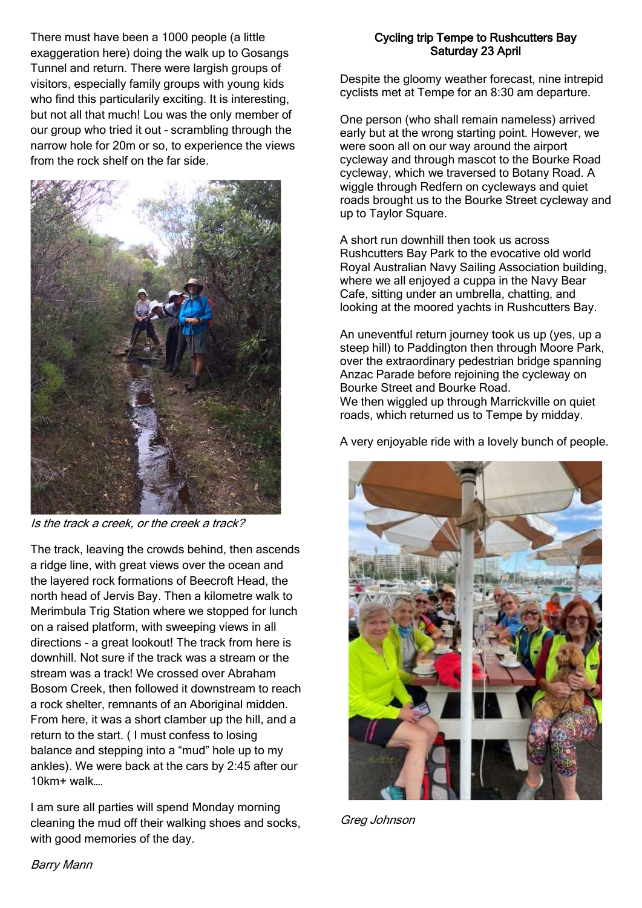There must have been a 1000 people (a little exaggeration here) doing the walk up to Gosangs Tunnel and return. There were largish groups of visitors, especially family groups with young kids who find this particularily exciting. It is interesting, but not all that much! Lou was the only member of our group who tried it out – scrambling through the narrow hole for 20m or so, to experience the views from the rock shelf on the far side.

*Is the track a creek, or the creek a track?*

The track, leaving the crowds behind, then ascends a ridge line, with great views over the ocean and the layered rock formations of Beecroft Head, the north head of Jervis Bay. Then a kilometre walk to Merimbula Trig Station where we stopped for lunch on a raised platform, with sweeping views in all directions - a great lookout! The track from here is downhill. Not sure if the track was a stream or the stream was a track! We crossed over Abraham Bosom Creek, then followed it downstream to reach a rock shelter, remnants of an Aboriginal midden. From here, it was a short clamber up the hill, and a return to the start. ( I must confess to losing balance and stepping into a "mud" hole up to my ankles). We were back at the cars by 2:45 after our 10km+ walk….

I am sure all parties will spend Monday morning cleaning the mud off their walking shoes and socks, with good memories of the day.

*Barry Mann*

## Cycling trip Tempe to Rushcutters Bay
## Saturday 23 April

Despite the gloomy weather forecast, nine intrepid cyclists met at Tempe for an 8:30 am departure.

One person (who shall remain nameless) arrived early but at the wrong starting point. However, we were soon all on our way around the airport cycleway and through mascot to the Bourke Road cycleway, which we traversed to Botany Road. A wiggle through Redfern on cycleways and quiet roads brought us to the Bourke Street cycleway and up to Taylor Square.

A short run downhill then took us across Rushcutters Bay Park to the evocative old world Royal Australian Navy Sailing Association building, where we all enjoyed a cuppa in the Navy Bear Cafe, sitting under an umbrella, chatting, and looking at the moored yachts in Rushcutters Bay.

An uneventful return journey took us up (yes, up a steep hill) to Paddington then through Moore Park, over the extraordinary pedestrian bridge spanning Anzac Parade before rejoining the cycleway on Bourke Street and Bourke Road.
We then wiggled up through Marrickville on quiet roads, which returned us to Tempe by midday.

A very enjoyable ride with a lovely bunch of people.

*Greg Johnson*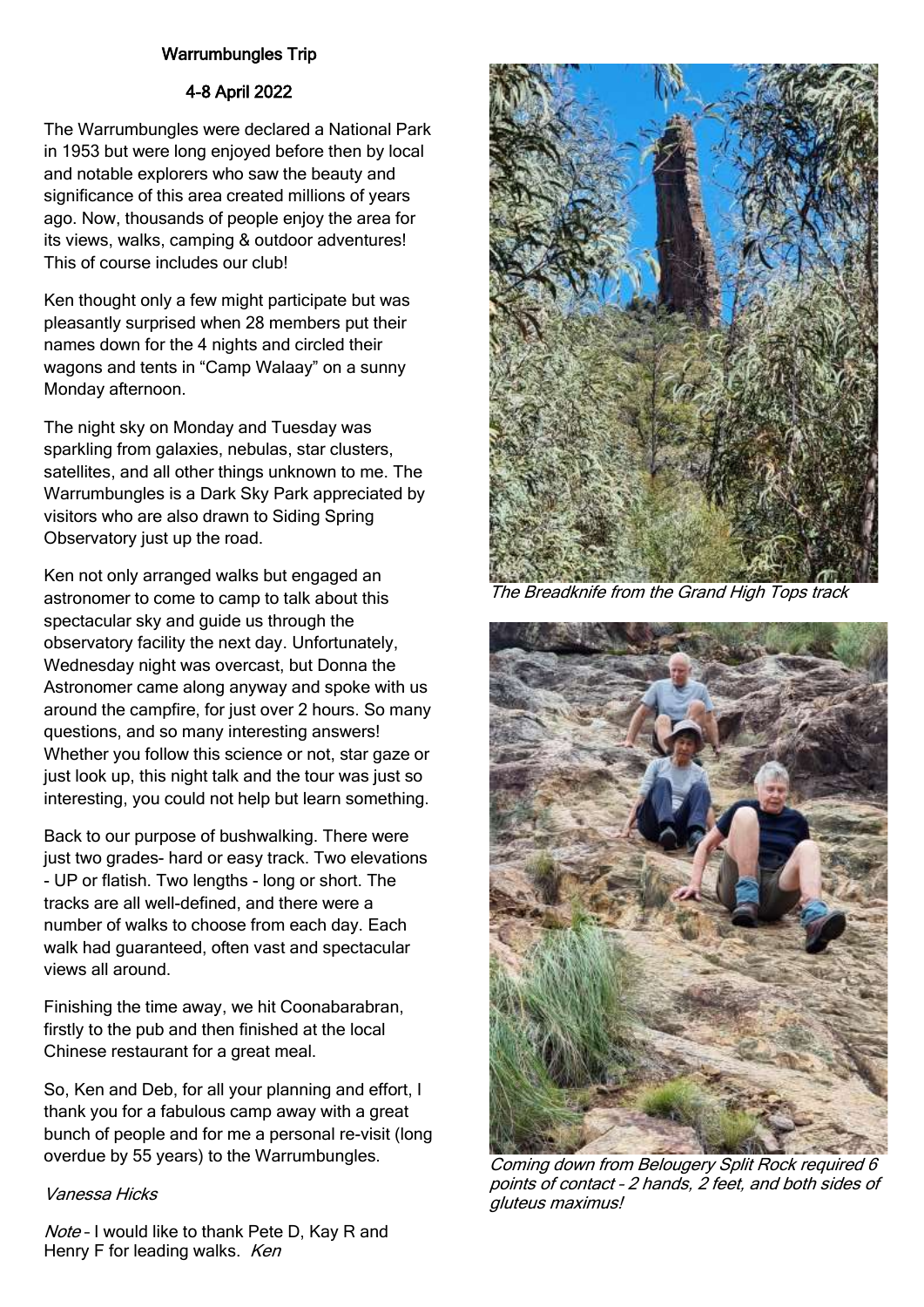## Warrumbungles Trip

### 4-8 April 2022

The Warrumbungles were declared a National Park in 1953 but were long enjoyed before then by local and notable explorers who saw the beauty and significance of this area created millions of years ago. Now, thousands of people enjoy the area for its views, walks, camping & outdoor adventures! This of course includes our club!

Ken thought only a few might participate but was pleasantly surprised when 28 members put their names down for the 4 nights and circled their wagons and tents in "Camp Walaay" on a sunny Monday afternoon.

The night sky on Monday and Tuesday was sparkling from galaxies, nebulas, star clusters, satellites, and all other things unknown to me. The Warrumbungles is a Dark Sky Park appreciated by visitors who are also drawn to Siding Spring Observatory just up the road.

Ken not only arranged walks but engaged an astronomer to come to camp to talk about this spectacular sky and guide us through the observatory facility the next day. Unfortunately, Wednesday night was overcast, but Donna the Astronomer came along anyway and spoke with us around the campfire, for just over 2 hours. So many questions, and so many interesting answers! Whether you follow this science or not, star gaze or just look up, this night talk and the tour was just so interesting, you could not help but learn something.

Back to our purpose of bushwalking. There were just two grades- hard or easy track. Two elevations - UP or flatish. Two lengths - long or short. The tracks are all well-defined, and there were a number of walks to choose from each day. Each walk had guaranteed, often vast and spectacular views all around.

Finishing the time away, we hit Coonabarabran, firstly to the pub and then finished at the local Chinese restaurant for a great meal.

So, Ken and Deb, for all your planning and effort, I thank you for a fabulous camp away with a great bunch of people and for me a personal re-visit (long overdue by 55 years) to the Warrumbungles.

*Vanessa Hicks*

*Note* – I would like to thank Pete D, Kay R and Henry F for leading walks. *Ken*

*The Breadknife from the Grand High Tops track*

*Coming down from Belougery Split Rock required 6 points of contact – 2 hands, 2 feet, and both sides of gluteus maximus!*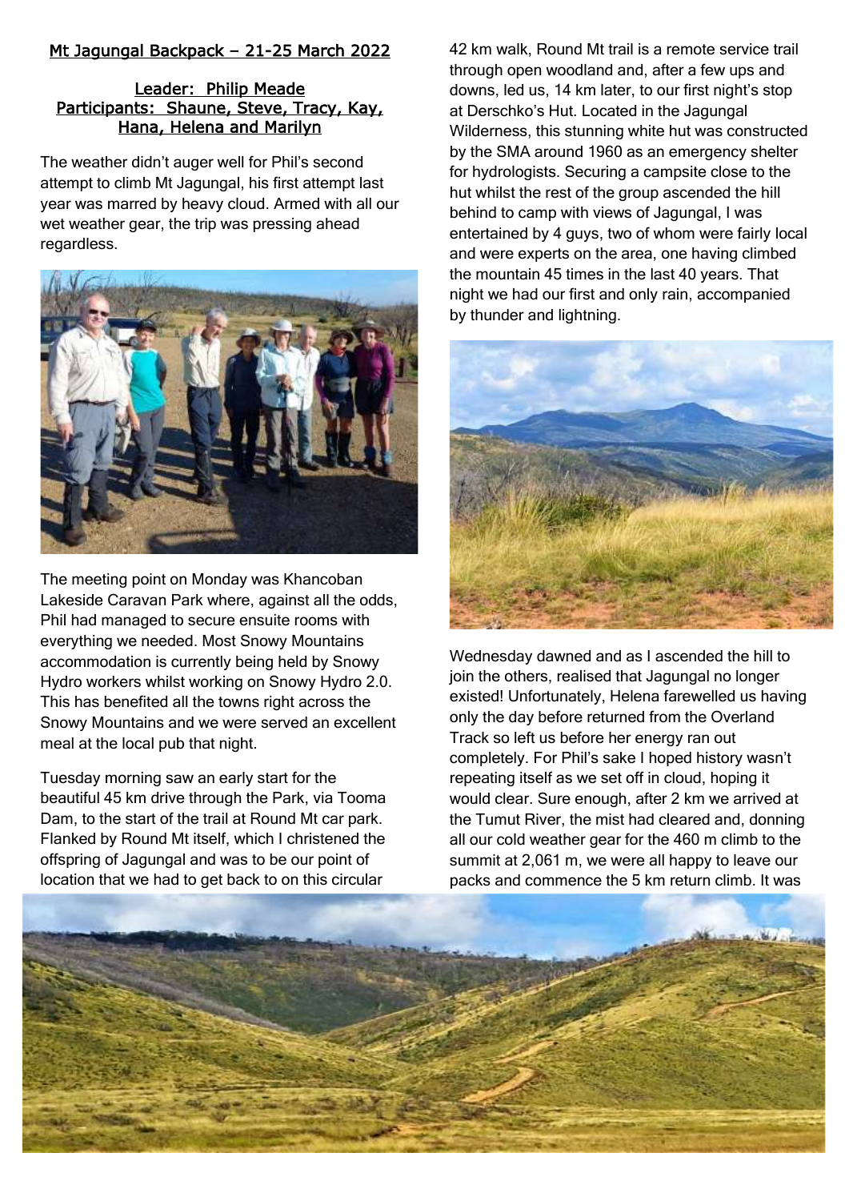## Mt Jagungal Backpack – 21-25 March 2022

**Leader: Philip Meade**
**Participants: Shaune, Steve, Tracy, Kay, Hana, Helena and Marilyn**

The weather didn't auger well for Phil's second attempt to climb Mt Jagungal, his first attempt last year was marred by heavy cloud. Armed with all our wet weather gear, the trip was pressing ahead regardless.

The meeting point on Monday was Khancoban Lakeside Caravan Park where, against all the odds, Phil had managed to secure ensuite rooms with everything we needed. Most Snowy Mountains accommodation is currently being held by Snowy Hydro workers whilst working on Snowy Hydro 2.0. This has benefited all the towns right across the Snowy Mountains and we were served an excellent meal at the local pub that night.

Tuesday morning saw an early start for the beautiful 45 km drive through the Park, via Tooma Dam, to the start of the trail at Round Mt car park. Flanked by Round Mt itself, which I christened the offspring of Jagungal and was to be our point of location that we had to get back to on this circular 42 km walk, Round Mt trail is a remote service trail through open woodland and, after a few ups and downs, led us, 14 km later, to our first night's stop at Derschko's Hut. Located in the Jagungal Wilderness, this stunning white hut was constructed by the SMA around 1960 as an emergency shelter for hydrologists. Securing a campsite close to the hut whilst the rest of the group ascended the hill behind to camp with views of Jagungal, I was entertained by 4 guys, two of whom were fairly local and were experts on the area, one having climbed the mountain 45 times in the last 40 years. That night we had our first and only rain, accompanied by thunder and lightning.

Wednesday dawned and as I ascended the hill to join the others, realised that Jagungal no longer existed! Unfortunately, Helena farewelled us having only the day before returned from the Overland Track so left us before her energy ran out completely. For Phil's sake I hoped history wasn't repeating itself as we set off in cloud, hoping it would clear. Sure enough, after 2 km we arrived at the Tumut River, the mist had cleared and, donning all our cold weather gear for the 460 m climb to the summit at 2,061 m, we were all happy to leave our packs and commence the 5 km return climb. It was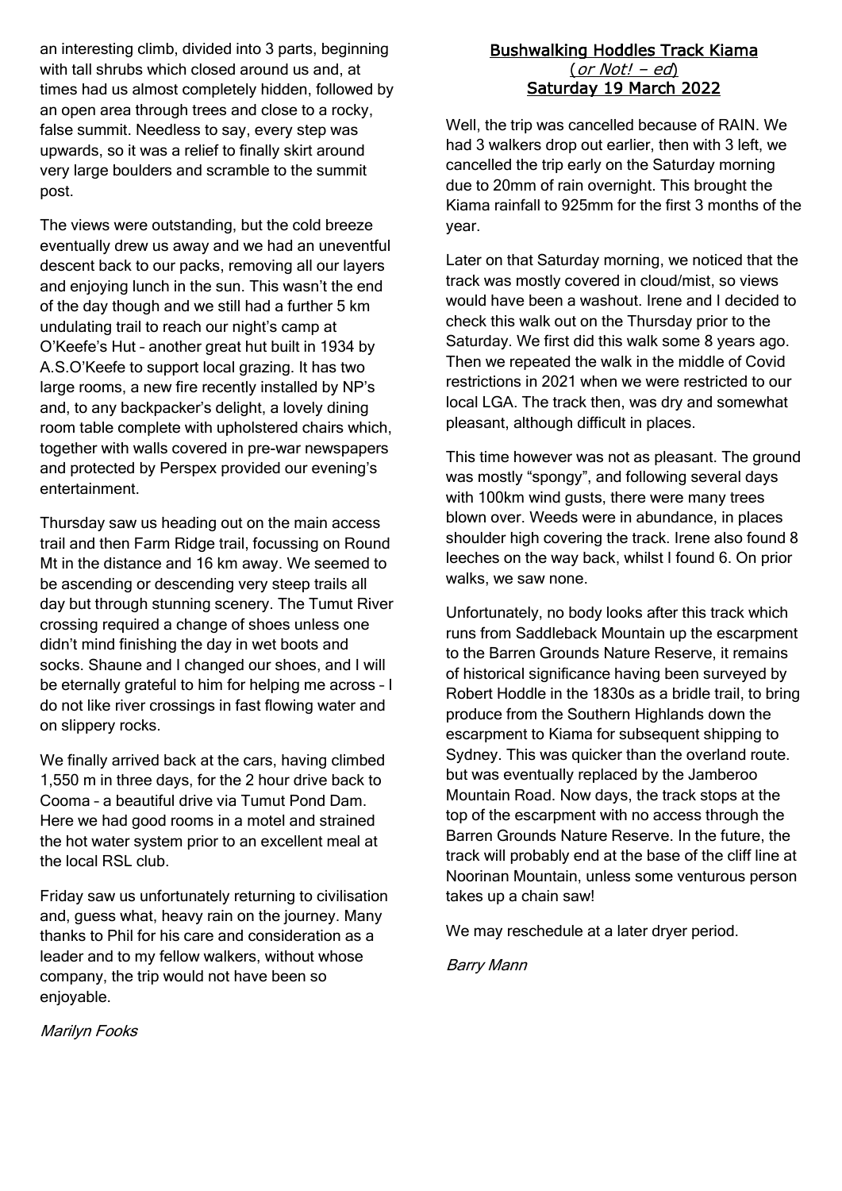an interesting climb, divided into 3 parts, beginning with tall shrubs which closed around us and, at times had us almost completely hidden, followed by an open area through trees and close to a rocky, false summit. Needless to say, every step was upwards, so it was a relief to finally skirt around very large boulders and scramble to the summit post.

The views were outstanding, but the cold breeze eventually drew us away and we had an uneventful descent back to our packs, removing all our layers and enjoying lunch in the sun. This wasn't the end of the day though and we still had a further 5 km undulating trail to reach our night's camp at O'Keefe's Hut – another great hut built in 1934 by A.S.O'Keefe to support local grazing. It has two large rooms, a new fire recently installed by NP's and, to any backpacker's delight, a lovely dining room table complete with upholstered chairs which, together with walls covered in pre-war newspapers and protected by Perspex provided our evening's entertainment.

Thursday saw us heading out on the main access trail and then Farm Ridge trail, focussing on Round Mt in the distance and 16 km away. We seemed to be ascending or descending very steep trails all day but through stunning scenery. The Tumut River crossing required a change of shoes unless one didn't mind finishing the day in wet boots and socks. Shaune and I changed our shoes, and I will be eternally grateful to him for helping me across – I do not like river crossings in fast flowing water and on slippery rocks.

We finally arrived back at the cars, having climbed 1,550 m in three days, for the 2 hour drive back to Cooma – a beautiful drive via Tumut Pond Dam. Here we had good rooms in a motel and strained the hot water system prior to an excellent meal at the local RSL club.

Friday saw us unfortunately returning to civilisation and, guess what, heavy rain on the journey. Many thanks to Phil for his care and consideration as a leader and to my fellow walkers, without whose company, the trip would not have been so enjoyable.

*Marilyn Fooks*

## Bushwalking Hoddles Track Kiama
*(or Not! – ed)*
**Saturday 19 March 2022**

Well, the trip was cancelled because of RAIN. We had 3 walkers drop out earlier, then with 3 left, we cancelled the trip early on the Saturday morning due to 20mm of rain overnight. This brought the Kiama rainfall to 925mm for the first 3 months of the year.

Later on that Saturday morning, we noticed that the track was mostly covered in cloud/mist, so views would have been a washout. Irene and I decided to check this walk out on the Thursday prior to the Saturday. We first did this walk some 8 years ago. Then we repeated the walk in the middle of Covid restrictions in 2021 when we were restricted to our local LGA. The track then, was dry and somewhat pleasant, although difficult in places.

This time however was not as pleasant. The ground was mostly "spongy", and following several days with 100km wind gusts, there were many trees blown over. Weeds were in abundance, in places shoulder high covering the track. Irene also found 8 leeches on the way back, whilst I found 6. On prior walks, we saw none.

Unfortunately, no body looks after this track which runs from Saddleback Mountain up the escarpment to the Barren Grounds Nature Reserve, it remains of historical significance having been surveyed by Robert Hoddle in the 1830s as a bridle trail, to bring produce from the Southern Highlands down the escarpment to Kiama for subsequent shipping to Sydney. This was quicker than the overland route. but was eventually replaced by the Jamberoo Mountain Road. Now days, the track stops at the top of the escarpment with no access through the Barren Grounds Nature Reserve. In the future, the track will probably end at the base of the cliff line at Noorinan Mountain, unless some venturous person takes up a chain saw!

We may reschedule at a later dryer period.

*Barry Mann*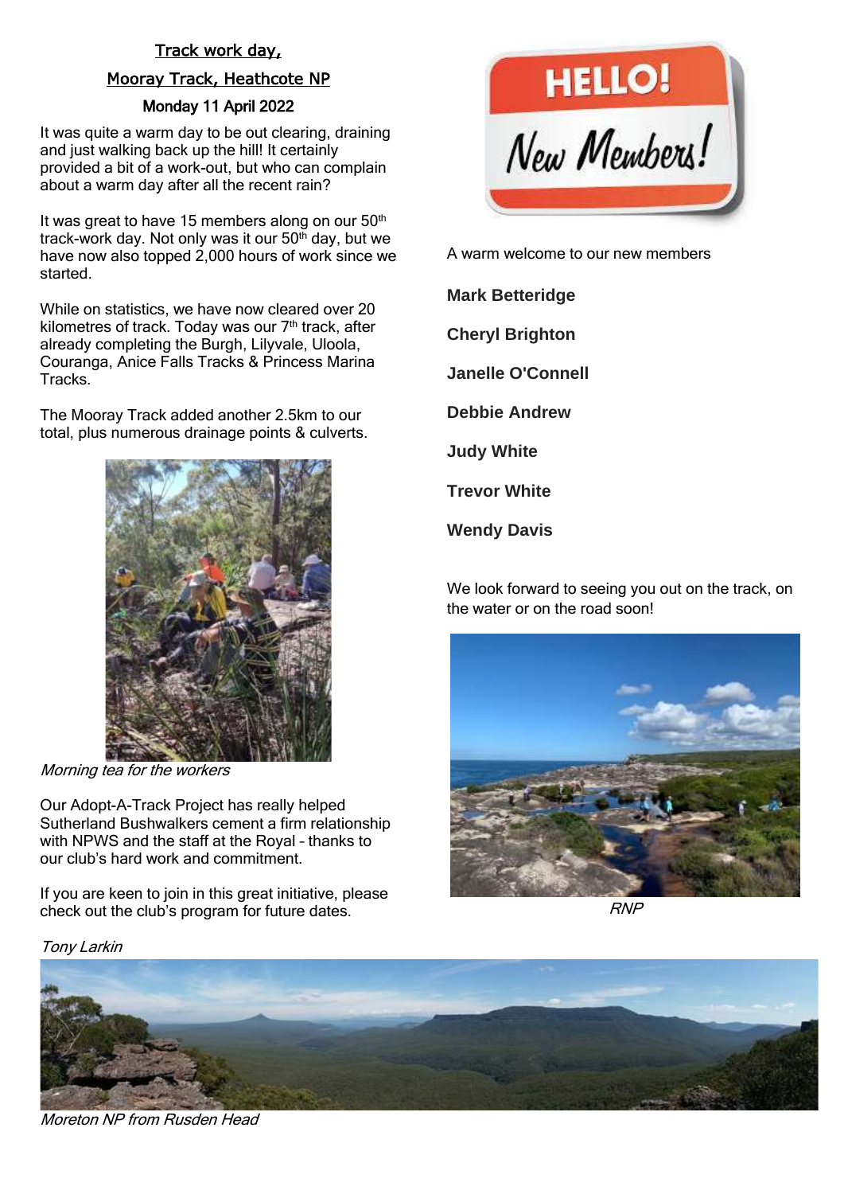## Track work day,

## Mooray Track, Heathcote NP

### Monday 11 April 2022

It was quite a warm day to be out clearing, draining and just walking back up the hill! It certainly provided a bit of a work-out, but who can complain about a warm day after all the recent rain?

It was great to have 15 members along on our 50th track-work day. Not only was it our 50th day, but we have now also topped 2,000 hours of work since we started.

While on statistics, we have now cleared over 20 kilometres of track. Today was our 7th track, after already completing the Burgh, Lilyvale, Uloola, Couranga, Anice Falls Tracks & Princess Marina Tracks.

The Mooray Track added another 2.5km to our total, plus numerous drainage points & culverts.

*Morning tea for the workers*

Our Adopt-A-Track Project has really helped Sutherland Bushwalkers cement a firm relationship with NPWS and the staff at the Royal – thanks to our club's hard work and commitment.

If you are keen to join in this great initiative, please check out the club's program for future dates.

*Tony Larkin*

**HELLO!**

***New Members!***

A warm welcome to our new members

**Mark Betteridge**

**Cheryl Brighton**

**Janelle O'Connell**

**Debbie Andrew**

**Judy White**

**Trevor White**

**Wendy Davis**

We look forward to seeing you out on the track, on the water or on the road soon!

*RNP*

*Moreton NP from Rusden Head*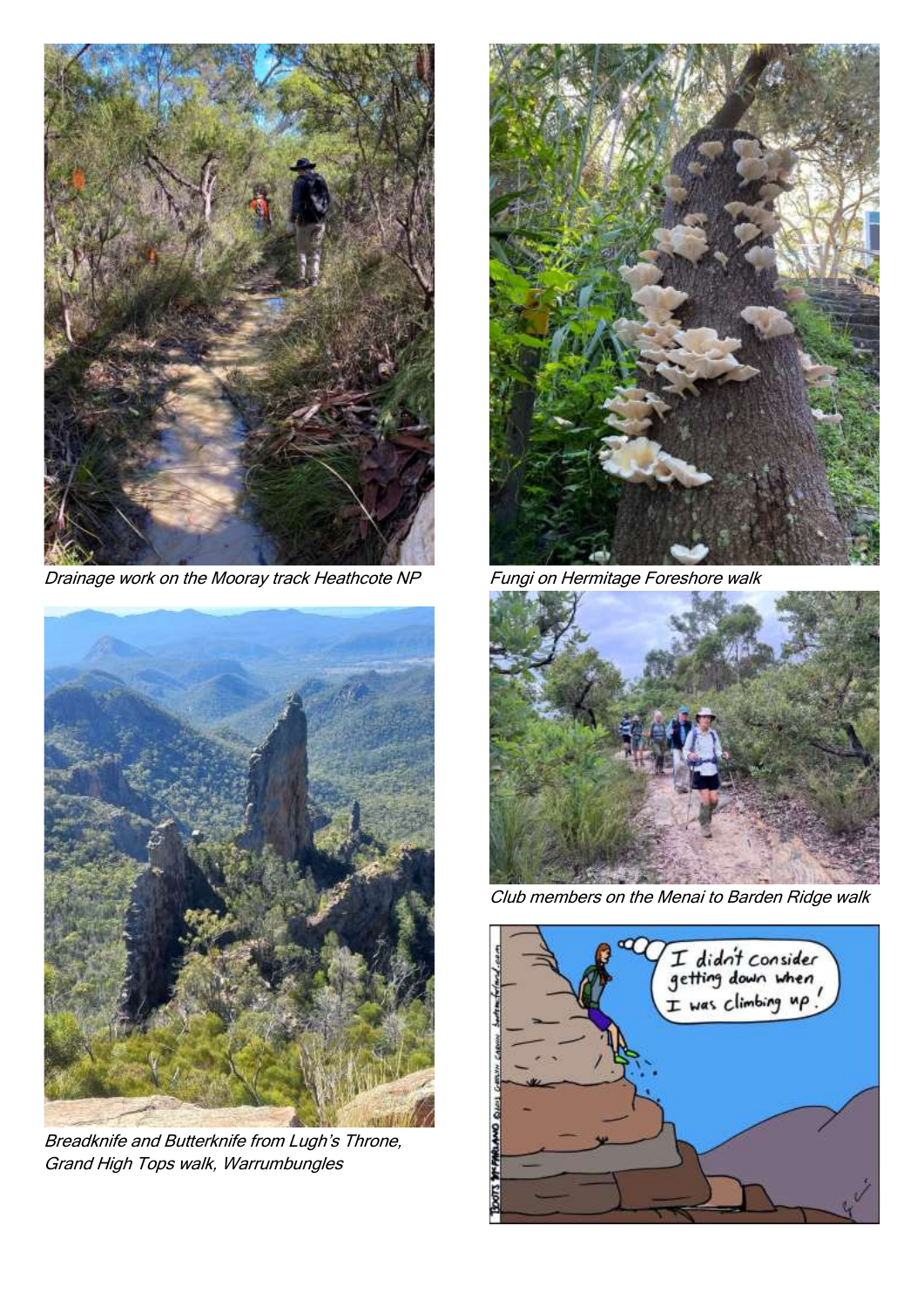Drainage work on the Mooray track Heathcote NP

Fungi on Hermitage Foreshore walk

Breadknife and Butterknife from Lugh's Throne, Grand High Tops walk, Warrumbungles

Club members on the Menai to Barden Ridge walk